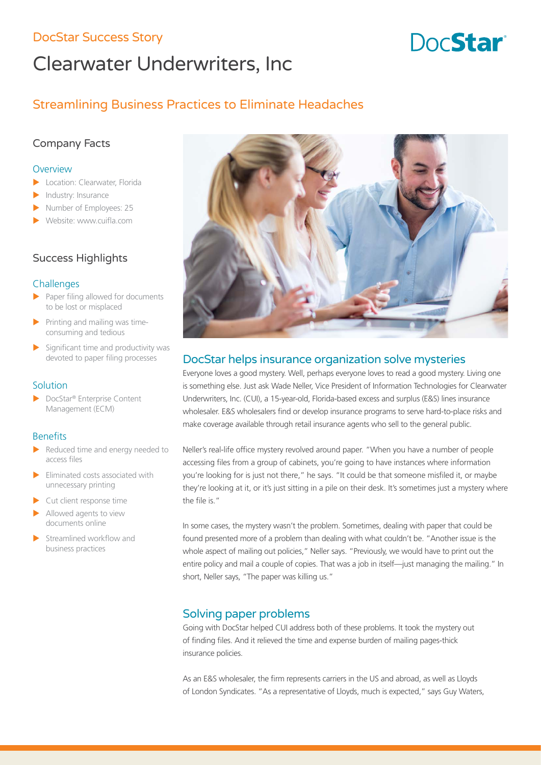DocStar Success Story

# Clearwater Underwriters, Inc

DocStar

## Streamlining Business Practices to Eliminate Headaches

### Company Facts

#### Overview

- Location: Clearwater, Florida
- Industry: Insurance
- Number of Employees: 25
- Website: www.cuifla.com

### Success Highlights

#### Challenges

- Paper filing allowed for documents to be lost or misplaced
- Printing and mailing was time-consuming and tedious
- Significant time and productivity was devoted to paper filing processes

#### Solution

- DocStar® Enterprise Content Management (ECM)

#### Benefits

- Reduced time and energy needed to access files
- Eliminated costs associated with unnecessary printing
- Cut client response time
- Allowed agents to view documents online
- Streamlined workflow and business practices

## DocStar helps insurance organization solve mysteries

Everyone loves a good mystery. Well, perhaps everyone loves to read a good mystery. Living one is something else. Just ask Wade Neller, Vice President of Information Technologies for Clearwater Underwriters, Inc. (CUI), a 15-year-old, Florida-based excess and surplus (E&S) lines insurance wholesaler. E&S wholesalers find or develop insurance programs to serve hard-to-place risks and make coverage available through retail insurance agents who sell to the general public.

Neller's real-life office mystery revolved around paper. "When you have a number of people accessing files from a group of cabinets, you're going to have instances where information you're looking for is just not there," he says. "It could be that someone misfiled it, or maybe they're looking at it, or it's just sitting in a pile on their desk. It's sometimes just a mystery where the file is."

In some cases, the mystery wasn't the problem. Sometimes, dealing with paper that could be found presented more of a problem than dealing with what couldn't be. "Another issue is the whole aspect of mailing out policies," Neller says. "Previously, we would have to print out the entire policy and mail a couple of copies. That was a job in itself—just managing the mailing." In short, Neller says, "The paper was killing us."

## Solving paper problems

Going with DocStar helped CUI address both of these problems. It took the mystery out of finding files. And it relieved the time and expense burden of mailing pages-thick insurance policies.

As an E&S wholesaler, the firm represents carriers in the US and abroad, as well as Lloyds of London Syndicates. "As a representative of Lloyds, much is expected," says Guy Waters,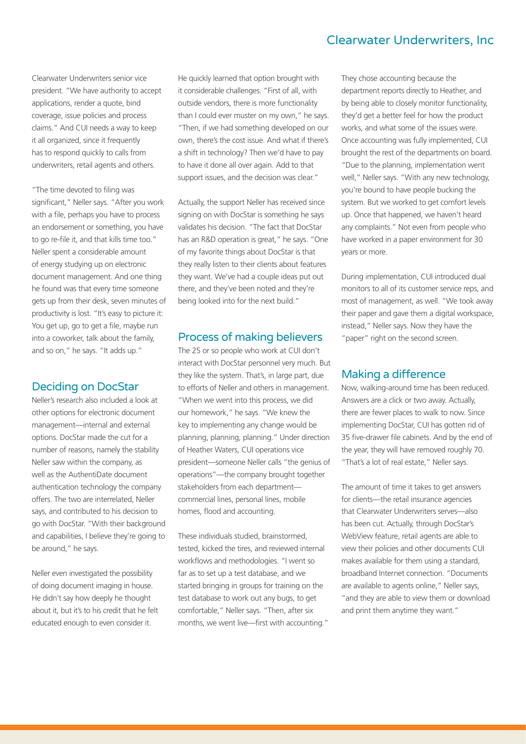Clearwater Underwriters senior vice president. "We have authority to accept applications, render a quote, bind coverage, issue policies and process claims." And CUI needs a way to keep it all organized, since it frequently has to respond quickly to calls from underwriters, retail agents and others.

"The time devoted to filing was significant," Neller says. "After you work with a file, perhaps you have to process an endorsement or something, you have to go re-file it, and that kills time too." Neller spent a considerable amount of energy studying up on electronic document management. And one thing he found was that every time someone gets up from their desk, seven minutes of productivity is lost. "It's easy to picture it: You get up, go to get a file, maybe run into a coworker, talk about the family, and so on," he says. "It adds up."

## Deciding on DocStar

Neller's research also included a look at other options for electronic document management—internal and external options. DocStar made the cut for a number of reasons, namely the stability Neller saw within the company, as well as the AuthentiDate document authentication technology the company offers. The two are interrelated, Neller says, and contributed to his decision to go with DocStar. "With their background and capabilities, I believe they're going to be around," he says.

Neller even investigated the possibility of doing document imaging in house. He didn't say how deeply he thought about it, but it's to his credit that he felt educated enough to even consider it.

He quickly learned that option brought with it considerable challenges. "First of all, with outside vendors, there is more functionality than I could ever muster on my own," he says. "Then, if we had something developed on our own, there's the cost issue. And what if there's a shift in technology? Then we'd have to pay to have it done all over again. Add to that support issues, and the decision was clear."

Actually, the support Neller has received since signing on with DocStar is something he says validates his decision. "The fact that DocStar has an R&D operation is great," he says. "One of my favorite things about DocStar is that they really listen to their clients about features they want. We've had a couple ideas put out there, and they've been noted and they're being looked into for the next build."

## Process of making believers

The 25 or so people who work at CUI don't interact with DocStar personnel very much. But they like the system. That's, in large part, due to efforts of Neller and others in management. "When we went into this process, we did our homework," he says. "We knew the key to implementing any change would be planning, planning, planning." Under direction of Heather Waters, CUI operations vice president—someone Neller calls "the genius of operations"—the company brought together stakeholders from each department—commercial lines, personal lines, mobile homes, flood and accounting.

These individuals studied, brainstormed, tested, kicked the tires, and reviewed internal workflows and methodologies. "I went so far as to set up a test database, and we started bringing in groups for training on the test database to work out any bugs, to get comfortable," Neller says. "Then, after six months, we went live—first with accounting."

They chose accounting because the department reports directly to Heather, and by being able to closely monitor functionality, they'd get a better feel for how the product works, and what some of the issues were. Once accounting was fully implemented, CUI brought the rest of the departments on board. "Due to the planning, implementation went well," Neller says. "With any new technology, you're bound to have people bucking the system. But we worked to get comfort levels up. Once that happened, we haven't heard any complaints." Not even from people who have worked in a paper environment for 30 years or more.

During implementation, CUI introduced dual monitors to all of its customer service reps, and most of management, as well. "We took away their paper and gave them a digital workspace, instead," Neller says. Now they have the "paper" right on the second screen.

## Making a difference

Now, walking-around time has been reduced. Answers are a click or two away. Actually, there are fewer places to walk to now. Since implementing DocStar, CUI has gotten rid of 35 five-drawer file cabinets. And by the end of the year, they will have removed roughly 70. "That's a lot of real estate," Neller says.

The amount of time it takes to get answers for clients—the retail insurance agencies that Clearwater Underwriters serves—also has been cut. Actually, through DocStar's WebView feature, retail agents are able to view their policies and other documents CUI makes available for them using a standard, broadband Internet connection. "Documents are available to agents online," Neller says, "and they are able to view them or download and print them anytime they want."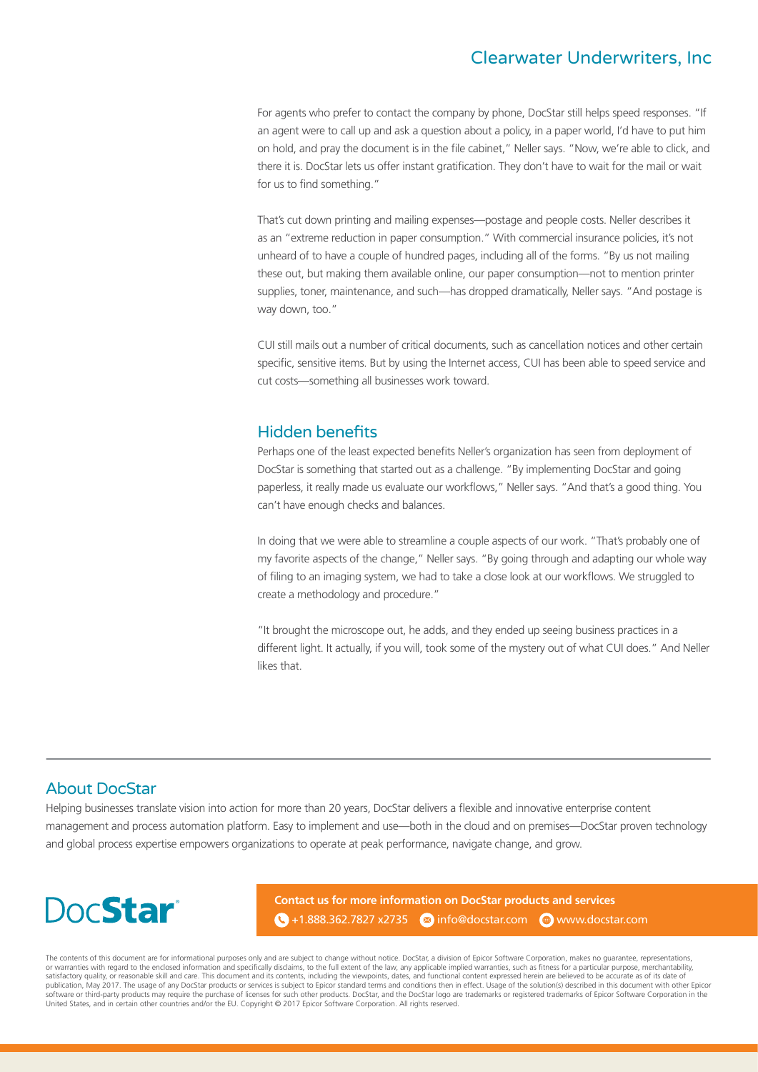For agents who prefer to contact the company by phone, DocStar still helps speed responses. "If an agent were to call up and ask a question about a policy, in a paper world, I'd have to put him on hold, and pray the document is in the file cabinet," Neller says. "Now, we're able to click, and there it is. DocStar lets us offer instant gratification. They don't have to wait for the mail or wait for us to find something."

That's cut down printing and mailing expenses—postage and people costs. Neller describes it as an "extreme reduction in paper consumption." With commercial insurance policies, it's not unheard of to have a couple of hundred pages, including all of the forms. "By us not mailing these out, but making them available online, our paper consumption—not to mention printer supplies, toner, maintenance, and such—has dropped dramatically, Neller says. "And postage is way down, too."

CUI still mails out a number of critical documents, such as cancellation notices and other certain specific, sensitive items. But by using the Internet access, CUI has been able to speed service and cut costs—something all businesses work toward.

## Hidden benefits

Perhaps one of the least expected benefits Neller's organization has seen from deployment of DocStar is something that started out as a challenge. "By implementing DocStar and going paperless, it really made us evaluate our workflows," Neller says. "And that's a good thing. You can't have enough checks and balances.

In doing that we were able to streamline a couple aspects of our work. "That's probably one of my favorite aspects of the change," Neller says. "By going through and adapting our whole way of filing to an imaging system, we had to take a close look at our workflows. We struggled to create a methodology and procedure."

"It brought the microscope out, he adds, and they ended up seeing business practices in a different light. It actually, if you will, took some of the mystery out of what CUI does." And Neller likes that.

## About DocStar

Helping businesses translate vision into action for more than 20 years, DocStar delivers a flexible and innovative enterprise content management and process automation platform. Easy to implement and use—both in the cloud and on premises—DocStar proven technology and global process expertise empowers organizations to operate at peak performance, navigate change, and grow.

DocStar®

**Contact us for more information on DocStar products and services**

+1.888.362.7827 x2735 info@docstar.com www.docstar.com

The contents of this document are for informational purposes only and are subject to change without notice. DocStar, a division of Epicor Software Corporation, makes no guarantee, representations, or warranties with regard to the enclosed information and specifically disclaims, to the full extent of the law, any applicable implied warranties, such as fitness for a particular purpose, merchantability, satisfactory quality, or reasonable skill and care. This document and its contents, including the viewpoints, dates, and functional content expressed herein are believed to be accurate as of its date of publication, May 2017. The usage of any DocStar products or services is subject to Epicor standard terms and conditions then in effect. Usage of the solution(s) described in this document with other Epicor software or third-party products may require the purchase of licenses for such other products. DocStar, and the DocStar logo are trademarks or registered trademarks of Epicor Software Corporation in the United States, and in certain other countries and/or the EU. Copyright © 2017 Epicor Software Corporation. All rights reserved.